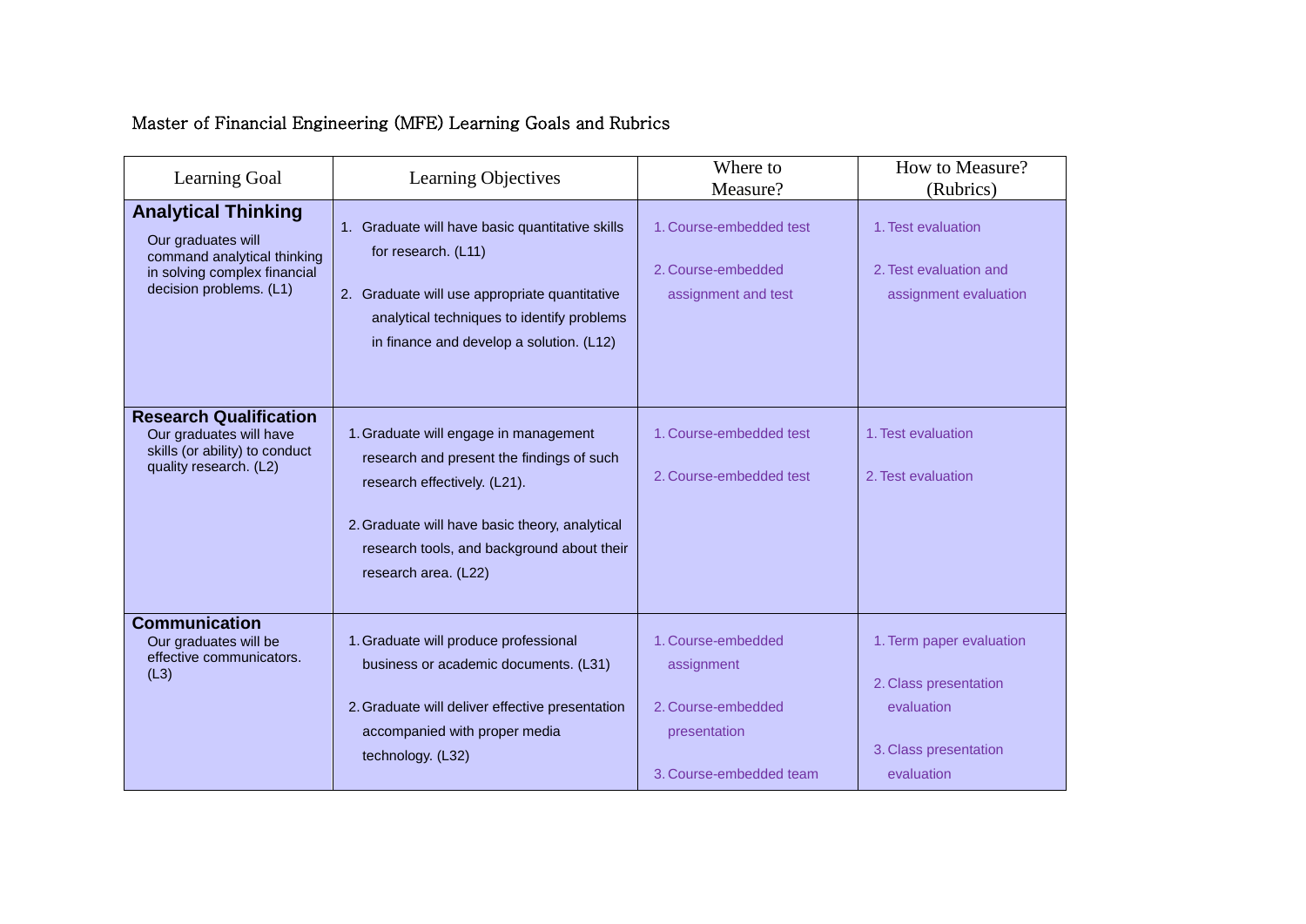# Master of Financial Engineering (MFE) Learning Goals and Rubrics

| Learning Goal | Learning Objectives | Where to Measure? | How to Measure? (Rubrics) |
|---|---|---|---|
| **Analytical Thinking**<br>Our graduates will command analytical thinking in solving complex financial decision problems. (L1) | 1. Graduate will have basic quantitative skills for research. (L11)<br><br>2. Graduate will use appropriate quantitative analytical techniques to identify problems in finance and develop a solution. (L12) | 1. Course-embedded test<br><br>2. Course-embedded assignment and test | 1. Test evaluation<br><br>2. Test evaluation and assignment evaluation |
| **Research Qualification**<br>Our graduates will have skills (or ability) to conduct quality research. (L2) | 1. Graduate will engage in management research and present the findings of such research effectively. (L21).<br><br>2. Graduate will have basic theory, analytical research tools, and background about their research area. (L22) | 1. Course-embedded test<br><br>2. Course-embedded test | 1. Test evaluation<br><br>2. Test evaluation |
| **Communication**<br>Our graduates will be effective communicators. (L3) | 1. Graduate will produce professional business or academic documents. (L31)<br><br>2. Graduate will deliver effective presentation accompanied with proper media technology. (L32) | 1. Course-embedded assignment<br><br>2. Course-embedded presentation<br><br>3. Course-embedded team | 1. Term paper evaluation<br><br>2. Class presentation evaluation<br><br>3. Class presentation evaluation |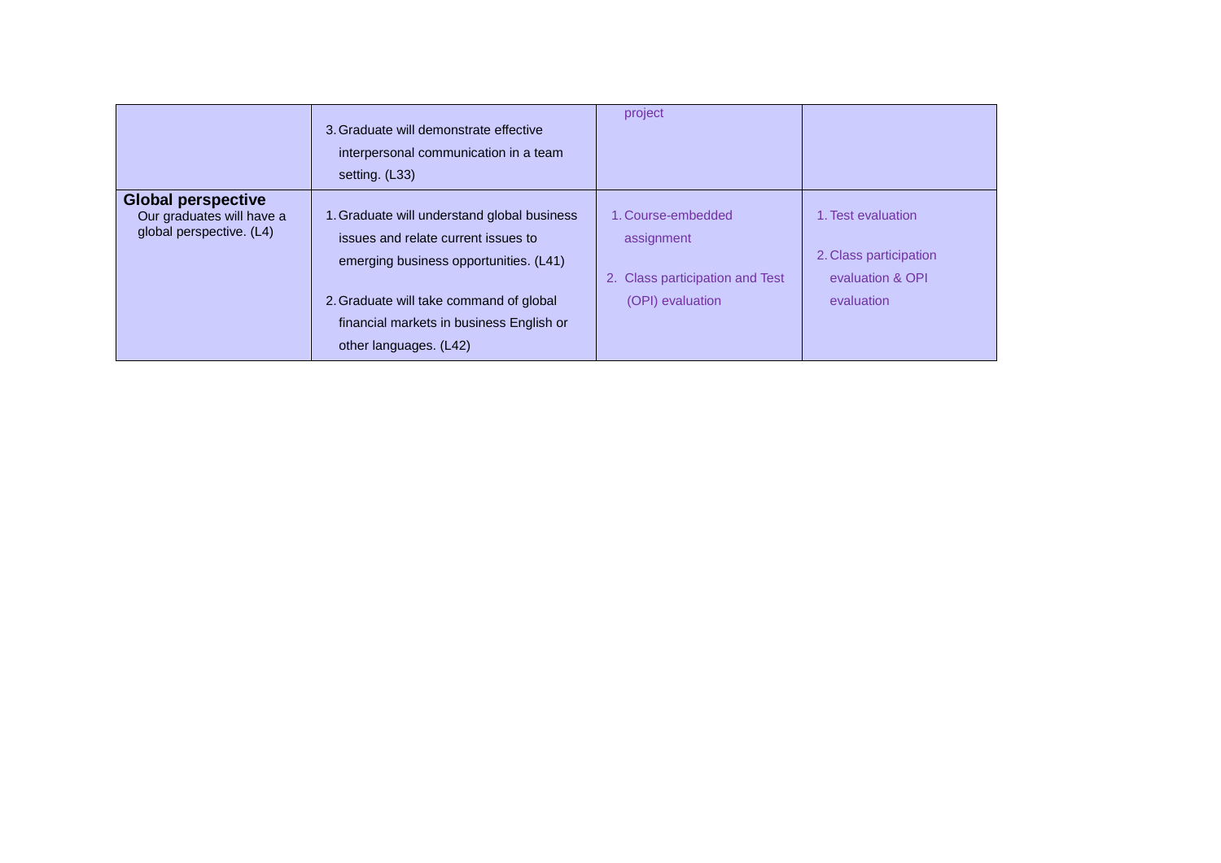| | | | |
|---|---|---|---|
| | 3. Graduate will demonstrate effective interpersonal communication in a team setting. (L33) | project | |
| **Global perspective** Our graduates will have a global perspective. (L4) | 1. Graduate will understand global business issues and relate current issues to emerging business opportunities. (L41)<br><br>2. Graduate will take command of global financial markets in business English or other languages. (L42) | 1. Course-embedded assignment<br><br>2. Class participation and Test (OPI) evaluation | 1. Test evaluation<br><br>2. Class participation evaluation & OPI evaluation |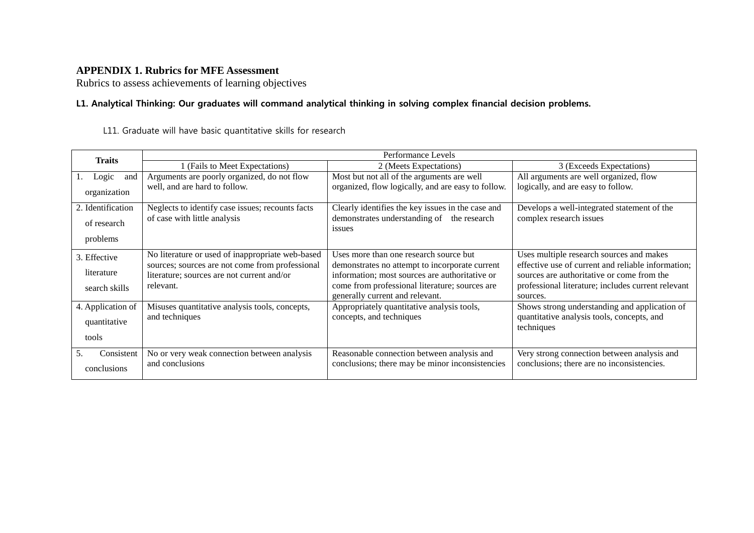**APPENDIX 1. Rubrics for MFE Assessment**

Rubrics to assess achievements of learning objectives

**L1. Analytical Thinking: Our graduates will command analytical thinking in solving complex financial decision problems.**

L11. Graduate will have basic quantitative skills for research

| Traits | Performance Levels | | |
|---|---|---|---|
| | 1 (Fails to Meet Expectations) | 2 (Meets Expectations) | 3 (Exceeds Expectations) |
| 1. Logic and organization | Arguments are poorly organized, do not flow well, and are hard to follow. | Most but not all of the arguments are well organized, flow logically, and are easy to follow. | All arguments are well organized, flow logically, and are easy to follow. |
| 2. Identification of research problems | Neglects to identify case issues; recounts facts of case with little analysis | Clearly identifies the key issues in the case and demonstrates understanding of the research issues | Develops a well-integrated statement of the complex research issues |
| 3. Effective literature search skills | No literature or used of inappropriate web-based sources; sources are not come from professional literature; sources are not current and/or relevant. | Uses more than one research source but demonstrates no attempt to incorporate current information; most sources are authoritative or come from professional literature; sources are generally current and relevant. | Uses multiple research sources and makes effective use of current and reliable information; sources are authoritative or come from the professional literature; includes current relevant sources. |
| 4. Application of quantitative tools | Misuses quantitative analysis tools, concepts, and techniques | Appropriately quantitative analysis tools, concepts, and techniques | Shows strong understanding and application of quantitative analysis tools, concepts, and techniques |
| 5. Consistent conclusions | No or very weak connection between analysis and conclusions | Reasonable connection between analysis and conclusions; there may be minor inconsistencies | Very strong connection between analysis and conclusions; there are no inconsistencies. |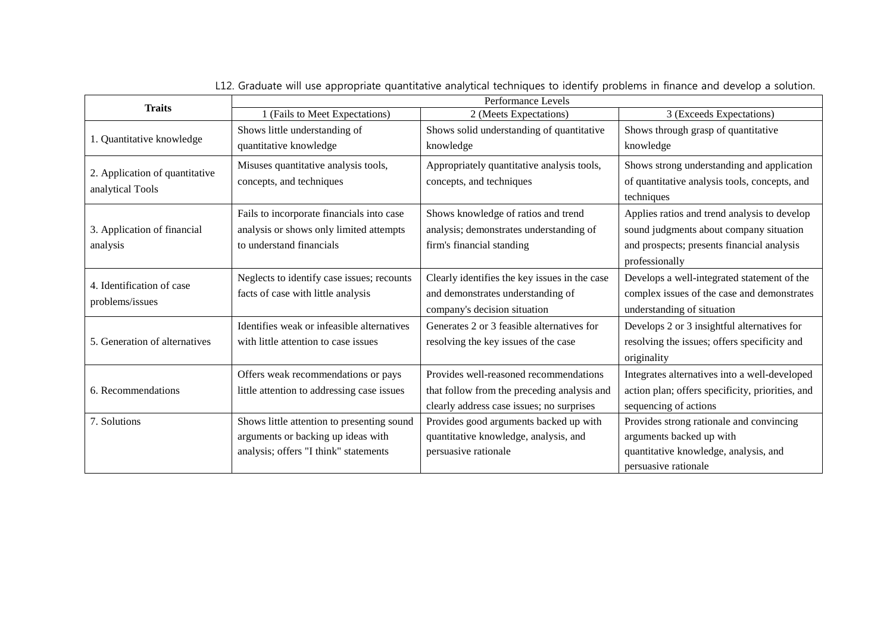L12. Graduate will use appropriate quantitative analytical techniques to identify problems in finance and develop a solution.

| **Traits** | Performance Levels | | |
|---|---|---|---|
| | 1 (Fails to Meet Expectations) | 2 (Meets Expectations) | 3 (Exceeds Expectations) |
| 1. Quantitative knowledge | Shows little understanding of quantitative knowledge | Shows solid understanding of quantitative knowledge | Shows through grasp of quantitative knowledge |
| 2. Application of quantitative analytical Tools | Misuses quantitative analysis tools, concepts, and techniques | Appropriately quantitative analysis tools, concepts, and techniques | Shows strong understanding and application of quantitative analysis tools, concepts, and techniques |
| 3. Application of financial analysis | Fails to incorporate financials into case analysis or shows only limited attempts to understand financials | Shows knowledge of ratios and trend analysis; demonstrates understanding of firm's financial standing | Applies ratios and trend analysis to develop sound judgments about company situation and prospects; presents financial analysis professionally |
| 4. Identification of case problems/issues | Neglects to identify case issues; recounts facts of case with little analysis | Clearly identifies the key issues in the case and demonstrates understanding of company's decision situation | Develops a well-integrated statement of the complex issues of the case and demonstrates understanding of situation |
| 5. Generation of alternatives | Identifies weak or infeasible alternatives with little attention to case issues | Generates 2 or 3 feasible alternatives for resolving the key issues of the case | Develops 2 or 3 insightful alternatives for resolving the issues; offers specificity and originality |
| 6. Recommendations | Offers weak recommendations or pays little attention to addressing case issues | Provides well-reasoned recommendations that follow from the preceding analysis and clearly address case issues; no surprises | Integrates alternatives into a well-developed action plan; offers specificity, priorities, and sequencing of actions |
| 7. Solutions | Shows little attention to presenting sound arguments or backing up ideas with analysis; offers "I think" statements | Provides good arguments backed up with quantitative knowledge, analysis, and persuasive rationale | Provides strong rationale and convincing arguments backed up with quantitative knowledge, analysis, and persuasive rationale |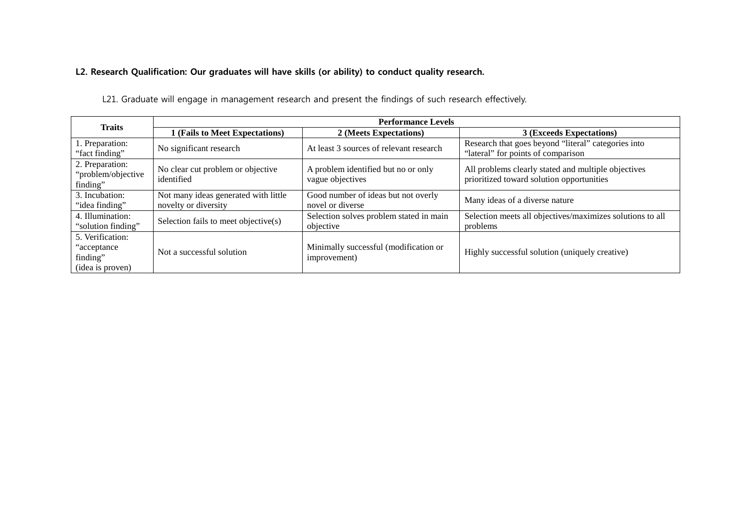**L2. Research Qualification: Our graduates will have skills (or ability) to conduct quality research.**

L21. Graduate will engage in management research and present the findings of such research effectively.

| Traits | Performance Levels | | |
|---|---|---|---|
| | **1 (Fails to Meet Expectations)** | **2 (Meets Expectations)** | **3 (Exceeds Expectations)** |
| 1. Preparation: “fact finding” | No significant research | At least 3 sources of relevant research | Research that goes beyond “literal” categories into “lateral” for points of comparison |
| 2. Preparation: “problem/objective finding” | No clear cut problem or objective identified | A problem identified but no or only vague objectives | All problems clearly stated and multiple objectives prioritized toward solution opportunities |
| 3. Incubation: “idea finding” | Not many ideas generated with little novelty or diversity | Good number of ideas but not overly novel or diverse | Many ideas of a diverse nature |
| 4. Illumination: “solution finding” | Selection fails to meet objective(s) | Selection solves problem stated in main objective | Selection meets all objectives/maximizes solutions to all problems |
| 5. Verification: “acceptance finding” (idea is proven) | Not a successful solution | Minimally successful (modification or improvement) | Highly successful solution (uniquely creative) |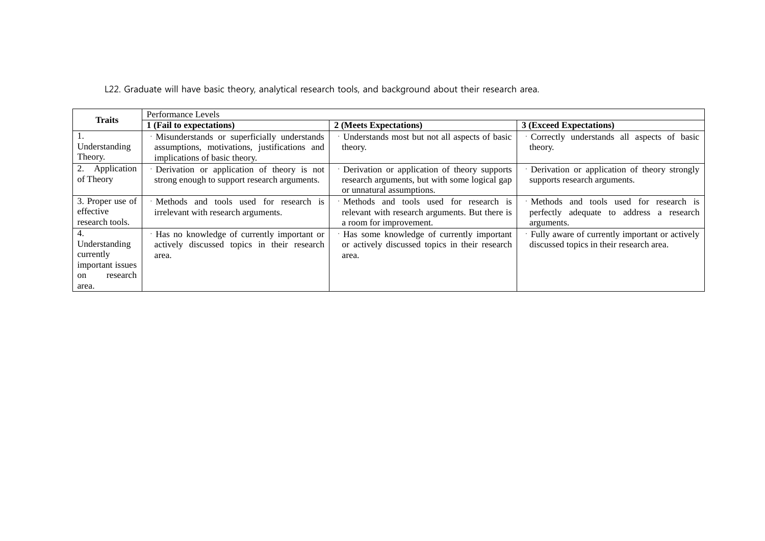L22. Graduate will have basic theory, analytical research tools, and background about their research area.

| Traits | Performance Levels | | |
|---|---|---|---|
| | **1 (Fail to expectations)** | **2 (Meets Expectations)** | **3 (Exceed Expectations)** |
| 1. Understanding Theory. | · Misunderstands or superficially understands assumptions, motivations, justifications and implications of basic theory. | · Understands most but not all aspects of basic theory. | · Correctly understands all aspects of basic theory. |
| 2. Application of Theory | · Derivation or application of theory is not strong enough to support research arguments. | · Derivation or application of theory supports research arguments, but with some logical gap or unnatural assumptions. | · Derivation or application of theory strongly supports research arguments. |
| 3. Proper use of effective research tools. | · Methods and tools used for research is irrelevant with research arguments. | · Methods and tools used for research is relevant with research arguments. But there is a room for improvement. | · Methods and tools used for research is perfectly adequate to address a research arguments. |
| 4. Understanding currently important issues on research area. | · Has no knowledge of currently important or actively discussed topics in their research area. | · Has some knowledge of currently important or actively discussed topics in their research area. | · Fully aware of currently important or actively discussed topics in their research area. |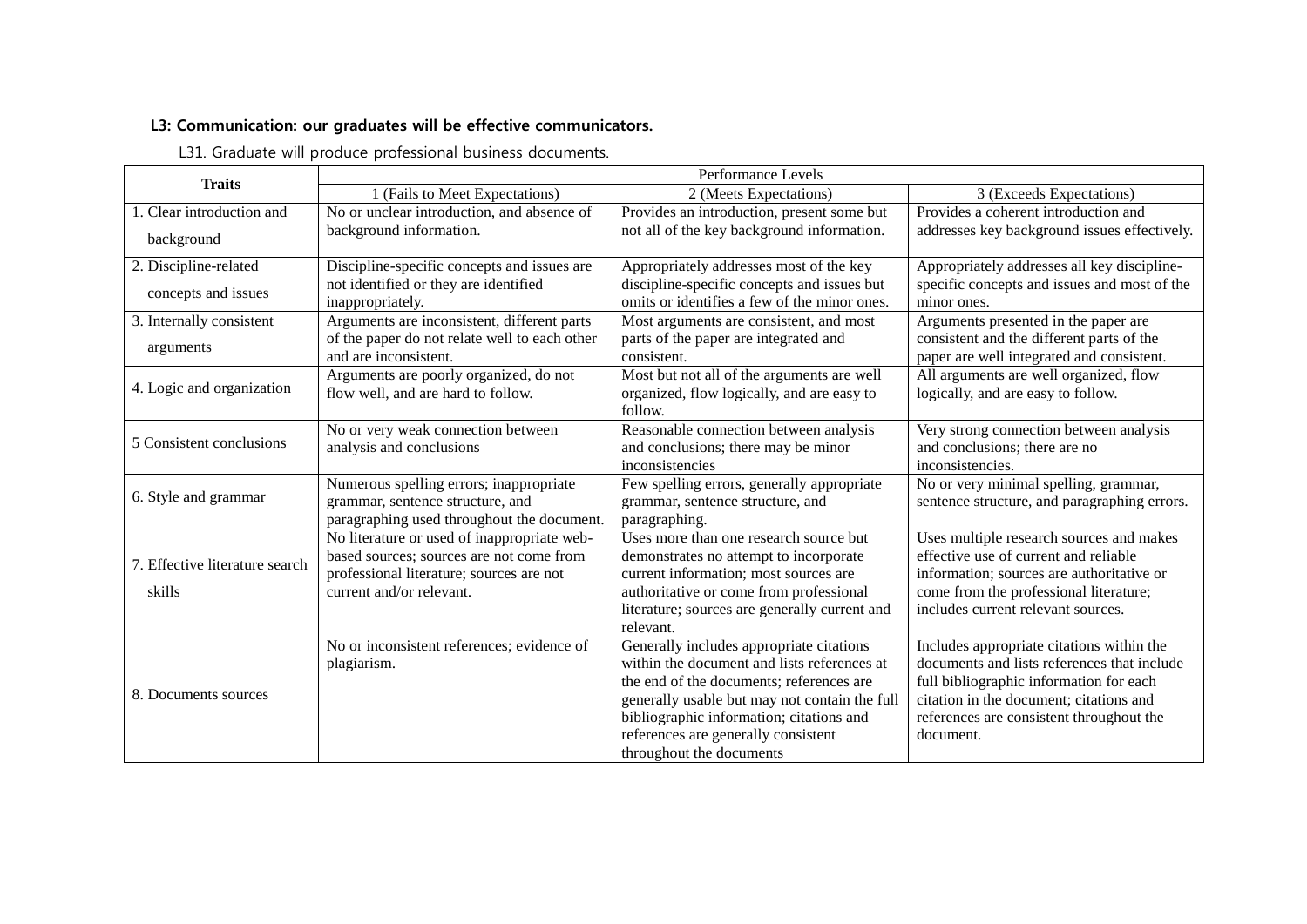**L3: Communication: our graduates will be effective communicators.**

L31. Graduate will produce professional business documents.

| Traits | Performance Levels | | |
|---|---|---|---|
| | 1 (Fails to Meet Expectations) | 2 (Meets Expectations) | 3 (Exceeds Expectations) |
| 1. Clear introduction and background | No or unclear introduction, and absence of background information. | Provides an introduction, present some but not all of the key background information. | Provides a coherent introduction and addresses key background issues effectively. |
| 2. Discipline-related concepts and issues | Discipline-specific concepts and issues are not identified or they are identified inappropriately. | Appropriately addresses most of the key discipline-specific concepts and issues but omits or identifies a few of the minor ones. | Appropriately addresses all key discipline-specific concepts and issues and most of the minor ones. |
| 3. Internally consistent arguments | Arguments are inconsistent, different parts of the paper do not relate well to each other and are inconsistent. | Most arguments are consistent, and most parts of the paper are integrated and consistent. | Arguments presented in the paper are consistent and the different parts of the paper are well integrated and consistent. |
| 4. Logic and organization | Arguments are poorly organized, do not flow well, and are hard to follow. | Most but not all of the arguments are well organized, flow logically, and are easy to follow. | All arguments are well organized, flow logically, and are easy to follow. |
| 5 Consistent conclusions | No or very weak connection between analysis and conclusions | Reasonable connection between analysis and conclusions; there may be minor inconsistencies | Very strong connection between analysis and conclusions; there are no inconsistencies. |
| 6. Style and grammar | Numerous spelling errors; inappropriate grammar, sentence structure, and paragraphing used throughout the document. | Few spelling errors, generally appropriate grammar, sentence structure, and paragraphing. | No or very minimal spelling, grammar, sentence structure, and paragraphing errors. |
| 7. Effective literature search skills | No literature or used of inappropriate web-based sources; sources are not come from professional literature; sources are not current and/or relevant. | Uses more than one research source but demonstrates no attempt to incorporate current information; most sources are authoritative or come from professional literature; sources are generally current and relevant. | Uses multiple research sources and makes effective use of current and reliable information; sources are authoritative or come from the professional literature; includes current relevant sources. |
| 8. Documents sources | No or inconsistent references; evidence of plagiarism. | Generally includes appropriate citations within the document and lists references at the end of the documents; references are generally usable but may not contain the full bibliographic information; citations and references are generally consistent throughout the documents | Includes appropriate citations within the documents and lists references that include full bibliographic information for each citation in the document; citations and references are consistent throughout the document. |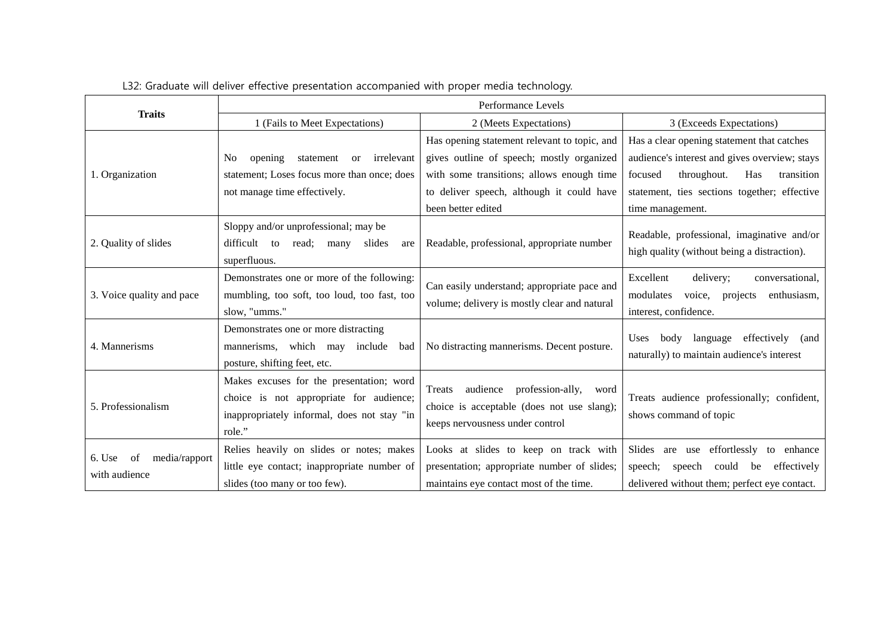L32: Graduate will deliver effective presentation accompanied with proper media technology.

| Traits | Performance Levels | | |
|---|---|---|---|
| | 1 (Fails to Meet Expectations) | 2 (Meets Expectations) | 3 (Exceeds Expectations) |
| 1. Organization | No opening statement or irrelevant statement; Loses focus more than once; does not manage time effectively. | Has opening statement relevant to topic, and gives outline of speech; mostly organized with some transitions; allows enough time to deliver speech, although it could have been better edited | Has a clear opening statement that catches audience's interest and gives overview; stays focused throughout. Has transition statement, ties sections together; effective time management. |
| 2. Quality of slides | Sloppy and/or unprofessional; may be difficult to read; many slides are superfluous. | Readable, professional, appropriate number | Readable, professional, imaginative and/or high quality (without being a distraction). |
| 3. Voice quality and pace | Demonstrates one or more of the following: mumbling, too soft, too loud, too fast, too slow, "umms." | Can easily understand; appropriate pace and volume; delivery is mostly clear and natural | Excellent delivery; conversational, modulates voice, projects enthusiasm, interest, confidence. |
| 4. Mannerisms | Demonstrates one or more distracting mannerisms, which may include bad posture, shifting feet, etc. | No distracting mannerisms. Decent posture. | Uses body language effectively (and naturally) to maintain audience's interest |
| 5. Professionalism | Makes excuses for the presentation; word choice is not appropriate for audience; inappropriately informal, does not stay "in role." | Treats audience profession-ally, word choice is acceptable (does not use slang); keeps nervousness under control | Treats audience professionally; confident, shows command of topic |
| 6. Use of media/rapport with audience | Relies heavily on slides or notes; makes little eye contact; inappropriate number of slides (too many or too few). | Looks at slides to keep on track with presentation; appropriate number of slides; maintains eye contact most of the time. | Slides are use effortlessly to enhance speech; speech could be effectively delivered without them; perfect eye contact. |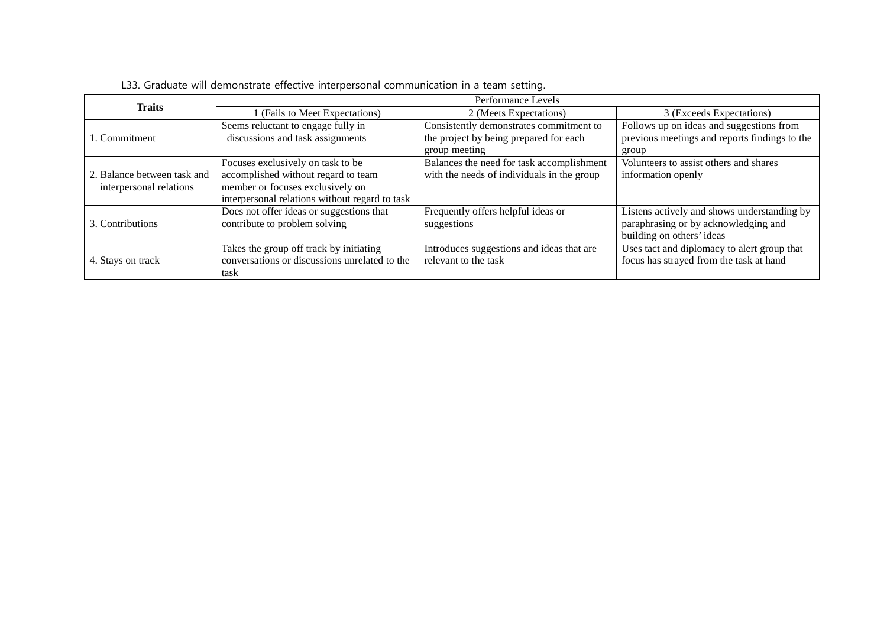L33. Graduate will demonstrate effective interpersonal communication in a team setting.

| Traits | Performance Levels | | |
|---|---|---|---|
| | 1 (Fails to Meet Expectations) | 2 (Meets Expectations) | 3 (Exceeds Expectations) |
| 1. Commitment | Seems reluctant to engage fully in discussions and task assignments | Consistently demonstrates commitment to the project by being prepared for each group meeting | Follows up on ideas and suggestions from previous meetings and reports findings to the group |
| 2. Balance between task and interpersonal relations | Focuses exclusively on task to be accomplished without regard to team member or focuses exclusively on interpersonal relations without regard to task | Balances the need for task accomplishment with the needs of individuals in the group | Volunteers to assist others and shares information openly |
| 3. Contributions | Does not offer ideas or suggestions that contribute to problem solving | Frequently offers helpful ideas or suggestions | Listens actively and shows understanding by paraphrasing or by acknowledging and building on others' ideas |
| 4. Stays on track | Takes the group off track by initiating conversations or discussions unrelated to the task | Introduces suggestions and ideas that are relevant to the task | Uses tact and diplomacy to alert group that focus has strayed from the task at hand |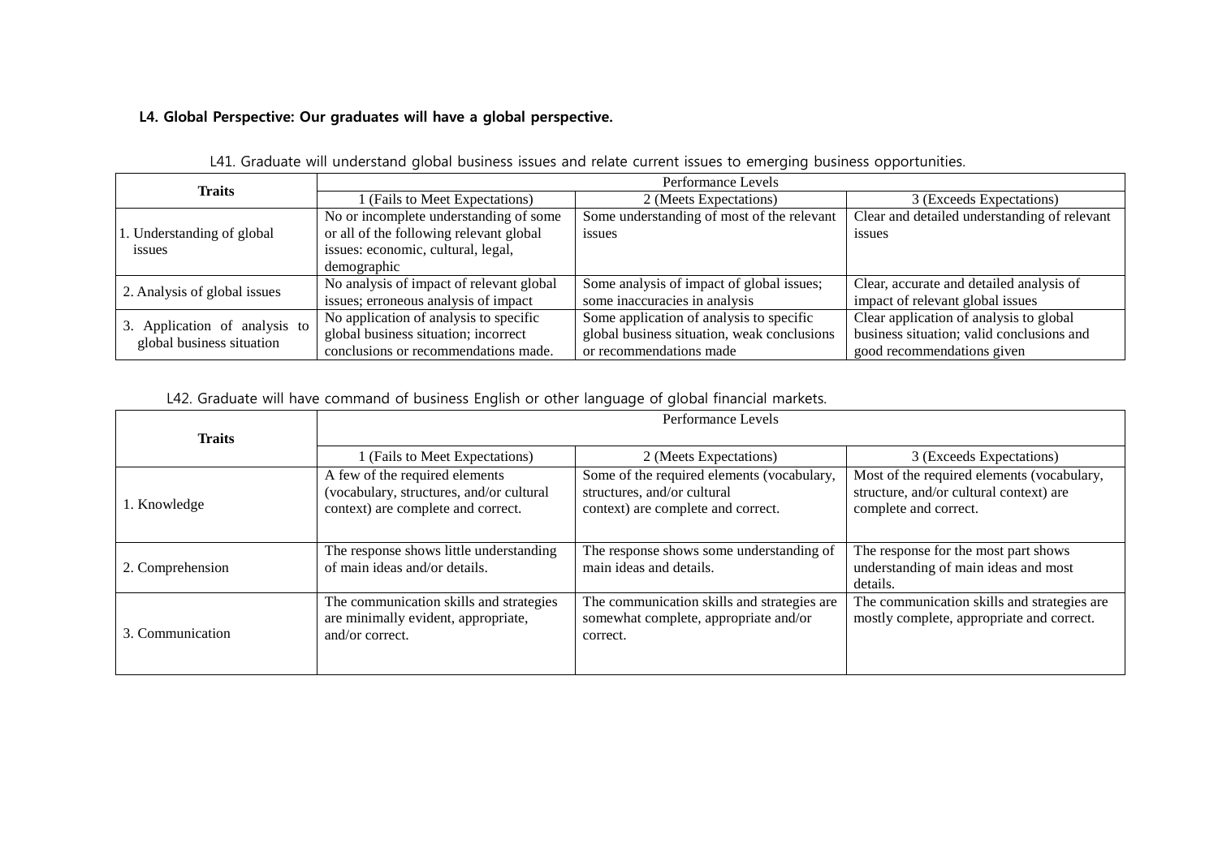**L4. Global Perspective: Our graduates will have a global perspective.**

L41. Graduate will understand global business issues and relate current issues to emerging business opportunities.

| **Traits** | Performance Levels | | |
|---|---|---|---|
| | 1 (Fails to Meet Expectations) | 2 (Meets Expectations) | 3 (Exceeds Expectations) |
| 1. Understanding of global issues | No or incomplete understanding of some or all of the following relevant global issues: economic, cultural, legal, demographic | Some understanding of most of the relevant issues | Clear and detailed understanding of relevant issues |
| 2. Analysis of global issues | No analysis of impact of relevant global issues; erroneous analysis of impact | Some analysis of impact of global issues; some inaccuracies in analysis | Clear, accurate and detailed analysis of impact of relevant global issues |
| 3. Application of analysis to global business situation | No application of analysis to specific global business situation; incorrect conclusions or recommendations made. | Some application of analysis to specific global business situation, weak conclusions or recommendations made | Clear application of analysis to global business situation; valid conclusions and good recommendations given |

L42. Graduate will have command of business English or other language of global financial markets.

| **Traits** | Performance Levels | | |
|---|---|---|---|
| | 1 (Fails to Meet Expectations) | 2 (Meets Expectations) | 3 (Exceeds Expectations) |
| 1. Knowledge | A few of the required elements (vocabulary, structures, and/or cultural context) are complete and correct. | Some of the required elements (vocabulary, structures, and/or cultural context) are complete and correct. | Most of the required elements (vocabulary, structure, and/or cultural context) are complete and correct. |
| 2. Comprehension | The response shows little understanding of main ideas and/or details. | The response shows some understanding of main ideas and details. | The response for the most part shows understanding of main ideas and most details. |
| 3. Communication | The communication skills and strategies are minimally evident, appropriate, and/or correct. | The communication skills and strategies are somewhat complete, appropriate and/or correct. | The communication skills and strategies are mostly complete, appropriate and correct. |